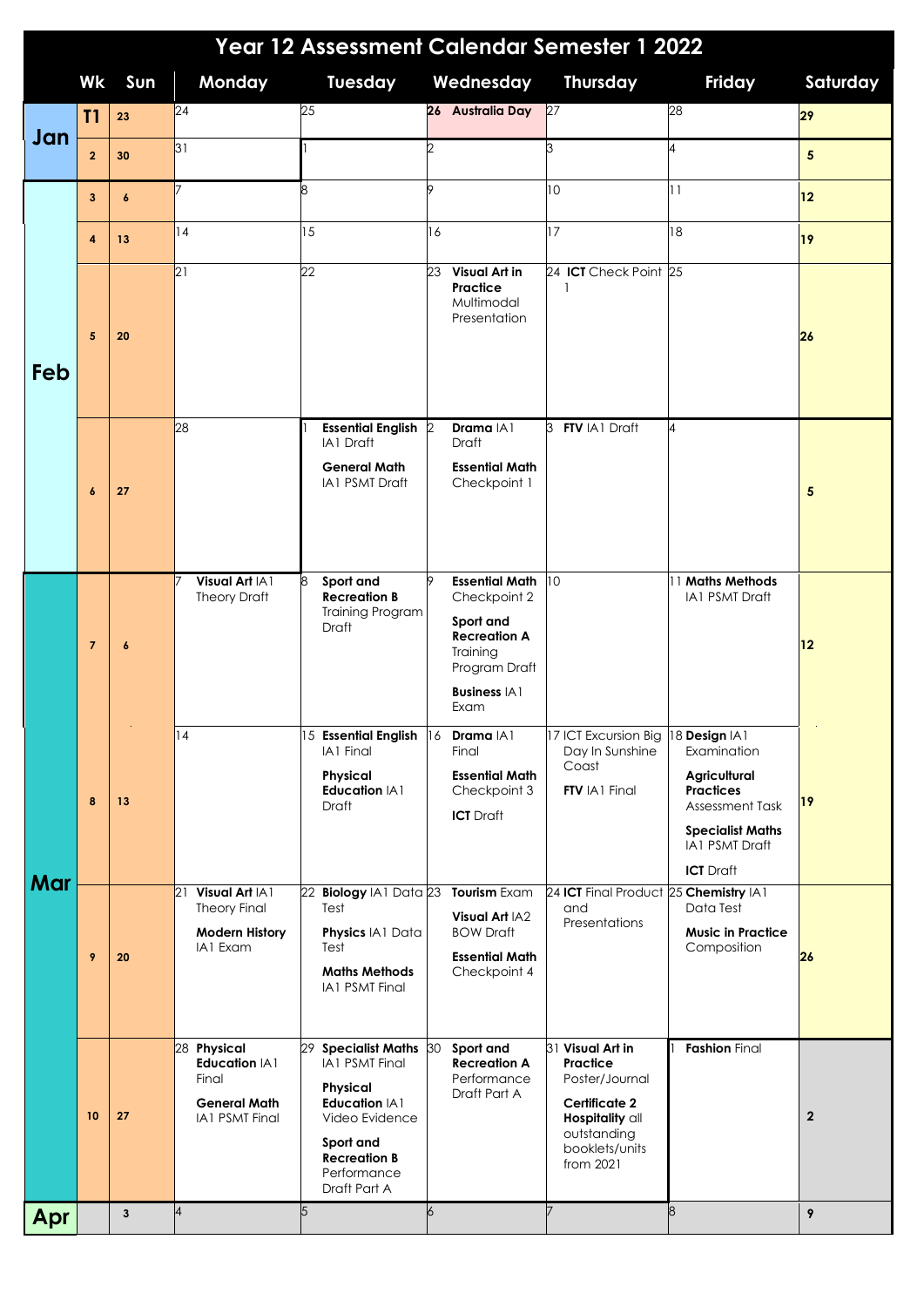# Year 12 Assessment Calendar Semester 1 2022

| | Wk | Sun | Monday | Tuesday | Wednesday | Thursday | Friday | Saturday |
|---|---|---|---|---|---|---|---|---|
| Jan | T1 | 23 | 24 | 25 | 26 **Australia Day** | 27 | 28 | 29 |
| | 2 | 30 | 31 | 1 | 2 | 3 | 4 | 5 |
| Feb | 3 | 6 | 7 | 8 | 9 | 10 | 11 | 12 |
| | 4 | 13 | 14 | 15 | 16 | 17 | 18 | 19 |
| | 5 | 20 | 21 | 22 | 23 **Visual Art in Practice** Multimodal Presentation | 24 **ICT** Check Point 1 | 25 | 26 |
| | 6 | 27 | 28 | 1 **Essential English** IA1 Draft<br>**General Math** IA1 PSMT Draft | 2 **Drama** IA1 Draft<br>**Essential Math** Checkpoint 1 | 3 **FTV** IA1 Draft | 4 | 5 |
| Mar | 7 | 6 | 7 **Visual Art** IA1 Theory Draft | 8 **Sport and Recreation B** Training Program Draft | 9 **Essential Math** Checkpoint 2<br>**Sport and Recreation A** Training Program Draft<br>**Business** IA1 Exam | 10 | 11 **Maths Methods** IA1 PSMT Draft | 12 |
| | 8 | 13 | 14 | 15 **Essential English** IA1 Final<br>**Physical Education** IA1 Draft | 16 **Drama** IA1 Final<br>**Essential Math** Checkpoint 3<br>**ICT** Draft | 17 ICT Excursion Big Day In Sunshine Coast<br>**FTV** IA1 Final | 18 **Design** IA1 Examination<br>**Agricultural Practices** Assessment Task<br>**Specialist Maths** IA1 PSMT Draft<br>**ICT** Draft | 19 |
| | 9 | 20 | 21 **Visual Art** IA1 Theory Final<br>**Modern History** IA1 Exam | 22 **Biology** IA1 Data Test<br>**Physics** IA1 Data Test<br>**Maths Methods** IA1 PSMT Final | 23 **Tourism** Exam<br>**Visual Art** IA2 BOW Draft<br>**Essential Math** Checkpoint 4 | 24 **ICT** Final Product and Presentations | 25 **Chemistry** IA1 Data Test<br>**Music in Practice** Composition | 26 |
| | 10 | 27 | 28 **Physical Education** IA1 Final<br>**General Math** IA1 PSMT Final | 29 **Specialist Maths** IA1 PSMT Final<br>**Physical Education** IA1 Video Evidence<br>**Sport and Recreation B** Performance Draft Part A | 30 **Sport and Recreation A** Performance Draft Part A | 31 **Visual Art in Practice** Poster/Journal<br>**Certificate 2 Hospitality** all outstanding booklets/units from 2021 | 1 **Fashion** Final | 2 |
| Apr | | 3 | 4 | 5 | 6 | 7 | 8 | 9 |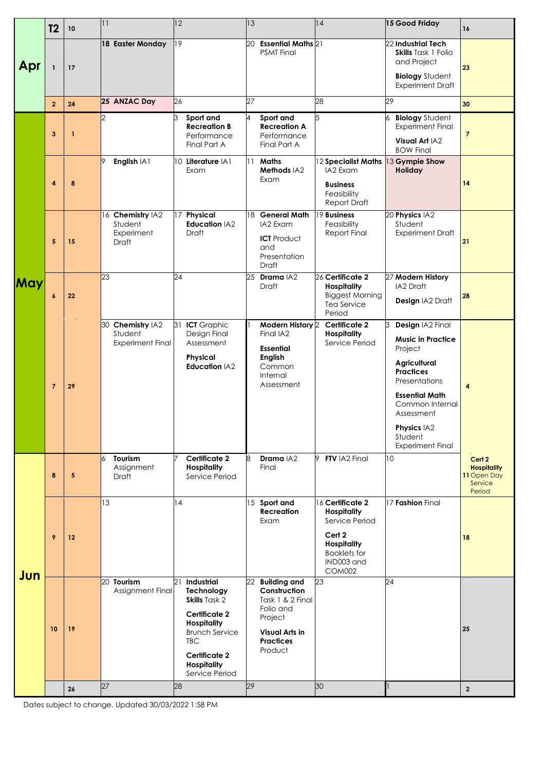| | | | | | | | | |
|---|---|---|---|---|---|---|---|---|
| | T2 | 10 | 11 | 12 | 13 | 14 | 15 Good Friday | 16 |
| Apr | 1 | 17 | 18 Easter Monday | 19 | 20 **Essential Maths** PSMT Final | 21 | 22 **Industrial Tech Skills** Task 1 Folio and Project<br>**Biology** Student Experiment Draft | 23 |
| | 2 | 24 | 25 ANZAC Day | 26 | 27 | 28 | 29 | 30 |
| May | 3 | 1 | 2 | 3 **Sport and Recreation B** Performance Final Part A | 4 **Sport and Recreation A** Performance Final Part A | 5 | 6 **Biology** Student Experiment Final<br>**Visual Art** IA2 BOW Final | 7 |
| | 4 | 8 | 9 **English** IA1 | 10 **Literature** IA1 Exam | 11 **Maths Methods** IA2 Exam | 12 **Specialist Maths** IA2 Exam<br>**Business** Feasibility Report Draft | 13 **Gympie Show Holiday** | 14 |
| | 5 | 15 | 16 **Chemistry** IA2 Student Experiment Draft | 17 **Physical Education** IA2 Draft | 18 **General Math** IA2 Exam<br>**ICT** Product and Presentation Draft | 19 **Business** Feasibility Report Final | 20 **Physics** IA2 Student Experiment Draft | 21 |
| | 6 | 22 | 23 | 24 | 25 **Drama** IA2 Draft | 26 **Certificate 2 Hospitality** Biggest Morning Tea Service Period | 27 **Modern History** IA2 Draft<br>**Design** IA2 Draft | 28 |
| | 7 | 29 | 30 **Chemistry** IA2 Student Experiment Final | 31 **ICT** Graphic Design Final Assessment<br>**Physical Education** IA2 | 1 **Modern History** Final IA2<br>**Essential English** Common Internal Assessment | 2 **Certificate 2 Hospitality** Service Period | 3 **Design** IA2 Final<br>**Music in Practice** Project<br>**Agricultural Practices** Presentations<br>**Essential Math** Common Internal Assessment<br>**Physics** IA2 Student Experiment Final | 4 |
| Jun | 8 | 5 | 6 **Tourism** Assignment Draft | 7 **Certificate 2 Hospitality** Service Period | 8 **Drama** IA2 Final | 9 **FTV** IA2 Final | 10 | **Cert 2 Hospitality** 11 Open Day Service Period |
| | 9 | 12 | 13 | 14 | 15 **Sport and Recreation** Exam | 16 **Certificate 2 Hospitality** Service Period<br>**Cert 2 Hospitality** Booklets for IND003 and COM002 | 17 **Fashion** Final | 18 |
| | 10 | 19 | 20 **Tourism** Assignment Final | 21 **Industrial Technology Skills** Task 2<br>**Certificate 2 Hospitality** Brunch Service TBC<br>**Certificate 2 Hospitality** Service Period | 22 **Building and Construction** Task 1 & 2 Final Folio and Project<br>**Visual Arts in Practices** Product | 23 | 24 | 25 |
| | | 26 | 27 | 28 | 29 | 30 | 1 | 2 |

Dates subject to change. Updated 30/03/2022 1:58 PM